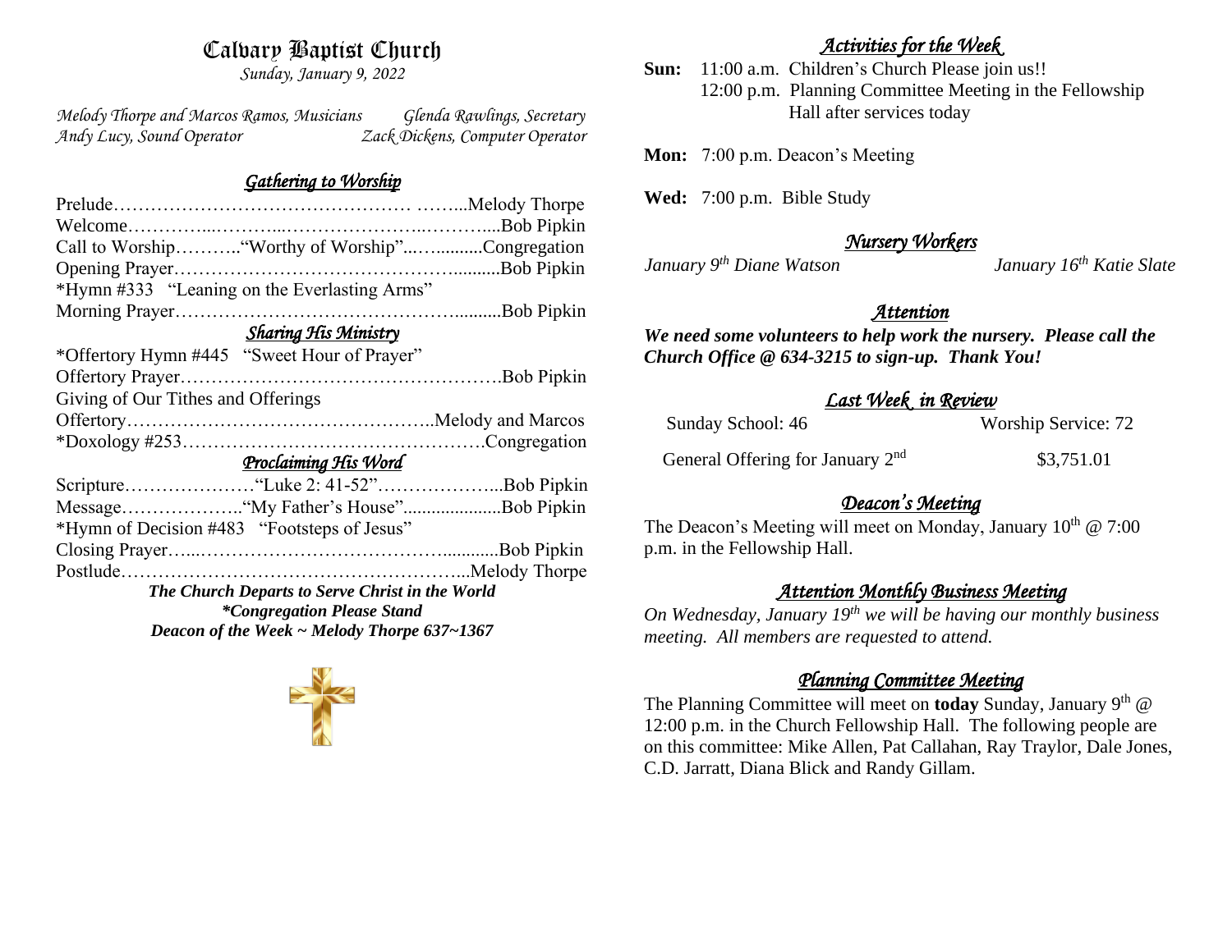# Calvary Baptist Church

*Sunday, January 9, 2022*

*Melody Thorpe and Marcos Ramos, Musicians* — *Glenda Rawlings, Secretary*
*Andy Lucy, Sound Operator* — *Zack Dickens, Computer Operator*

## *Gathering to Worship*

Prelude……………………………………… ……...Melody Thorpe
Welcome…………...………...…………………...………....Bob Pipkin
Call to Worship………..“Worthy of Worship”...…..........Congregation
Opening Prayer………………………………………..........Bob Pipkin
*Hymn #333 "Leaning on the Everlasting Arms"
Morning Prayer………………………………………..........Bob Pipkin

## *Sharing His Ministry*

*Offertory Hymn #445 "Sweet Hour of Prayer"
Offertory Prayer…………………………………………….Bob Pipkin
Giving of Our Tithes and Offerings
Offertory…………………………………………..Melody and Marcos
*Doxology #253………………………………………….Congregation

## *Proclaiming His Word*

Scripture…………………“Luke 2: 41-52”………………...Bob Pipkin
Message………………..“My Father's House".....................Bob Pipkin
*Hymn of Decision #483 "Footsteps of Jesus"
Closing Prayer…...……………………………….............Bob Pipkin
Postlude………………………………….……………...Melody Thorpe

***The Church Departs to Serve Christ in the World***
***\*Congregation Please Stand***
***Deacon of the Week ~ Melody Thorpe 637~1367***

## *Activities for the Week*

**Sun:** 11:00 a.m. Children's Church Please join us!!
12:00 p.m. Planning Committee Meeting in the Fellowship Hall after services today

**Mon:** 7:00 p.m. Deacon's Meeting

**Wed:** 7:00 p.m. Bible Study

## *Nursery Workers*

*January 9th Diane Watson* — *January 16th Katie Slate*

## *Attention*

***We need some volunteers to help work the nursery. Please call the Church Office @ 634-3215 to sign-up. Thank You!***

## *Last Week in Review*

| | |
|---|---|
| Sunday School: 46 | Worship Service: 72 |
| General Offering for January 2nd | $3,751.01 |

## *Deacon's Meeting*

The Deacon's Meeting will meet on Monday, January 10th @ 7:00 p.m. in the Fellowship Hall.

## *Attention Monthly Business Meeting*

*On Wednesday, January 19th we will be having our monthly business meeting. All members are requested to attend.*

## *Planning Committee Meeting*

The Planning Committee will meet on **today** Sunday, January 9th @ 12:00 p.m. in the Church Fellowship Hall. The following people are on this committee: Mike Allen, Pat Callahan, Ray Traylor, Dale Jones, C.D. Jarratt, Diana Blick and Randy Gillam.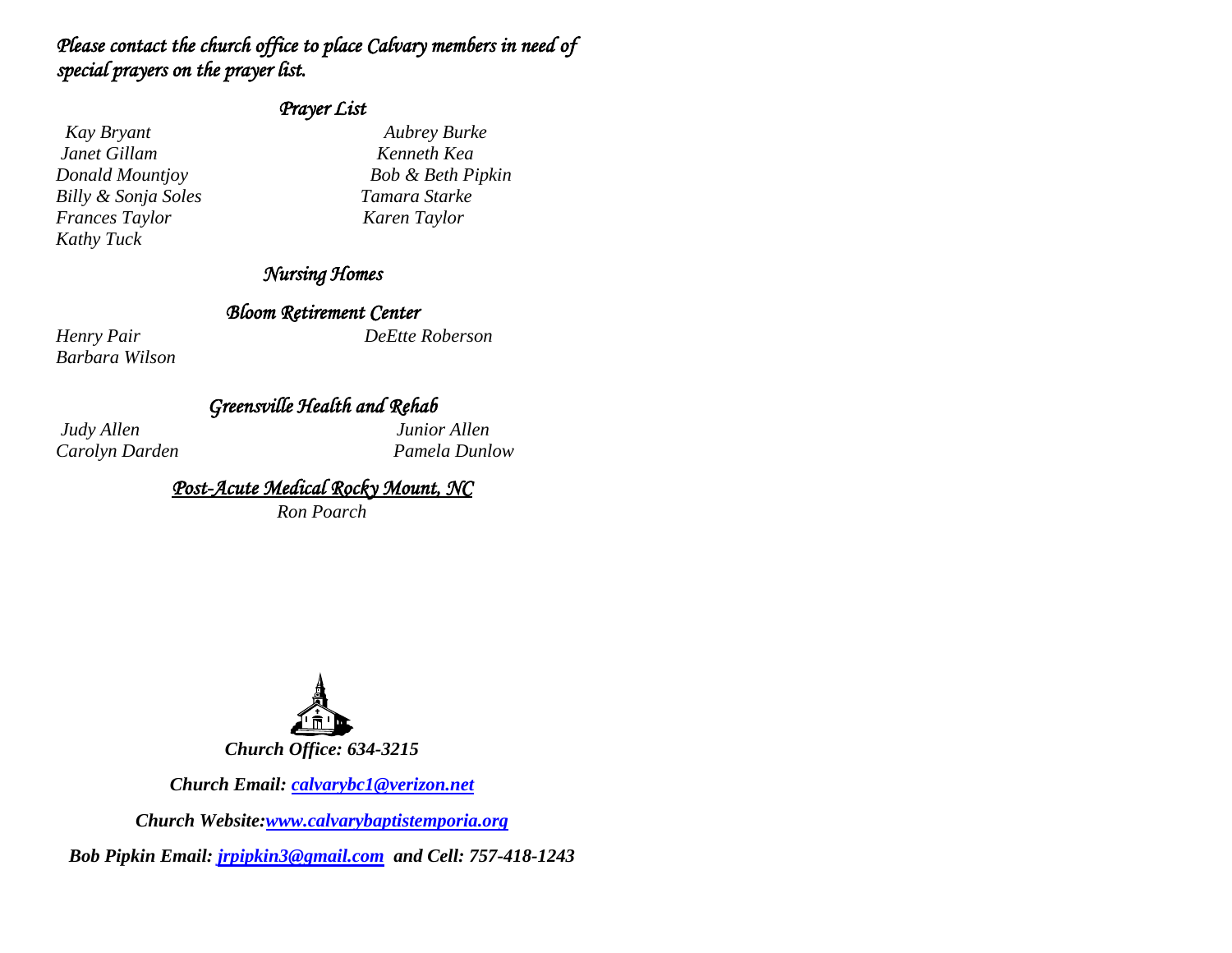*Please contact the church office to place Calvary members in need of special prayers on the prayer list.*

## *Prayer List*

*Kay Bryant*
*Aubrey Burke*
*Janet Gillam*
*Kenneth Kea*
*Donald Mountjoy*
*Bob & Beth Pipkin*
*Billy & Sonja Soles*
*Tamara Starke*
*Frances Taylor*
*Karen Taylor*
*Kathy Tuck*

## *Nursing Homes*

### *Bloom Retirement Center*

*Henry Pair*
*DeEtte Roberson*
*Barbara Wilson*

### *Greensville Health and Rehab*

*Judy Allen*
*Junior Allen*
*Carolyn Darden*
*Pamela Dunlow*

### *Post-Acute Medical Rocky Mount, NC*

*Ron Poarch*

***Church Office: 634-3215***

***Church Email: calvarybc1@verizon.net***

***Church Website: www.calvarybaptistemporia.org***

***Bob Pipkin Email: jrpipkin3@gmail.com and Cell: 757-418-1243***